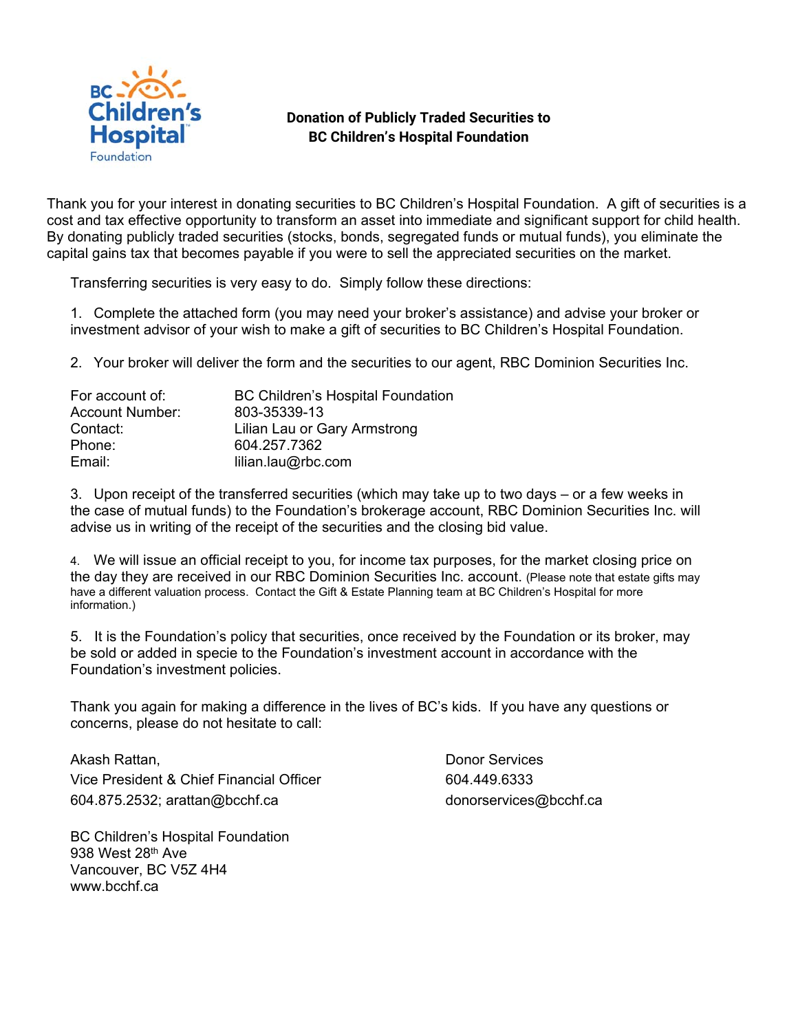**BC Children's Hospital Foundation**

# Donation of Publicly Traded Securities to BC Children's Hospital Foundation

Thank you for your interest in donating securities to BC Children's Hospital Foundation. A gift of securities is a cost and tax effective opportunity to transform an asset into immediate and significant support for child health. By donating publicly traded securities (stocks, bonds, segregated funds or mutual funds), you eliminate the capital gains tax that becomes payable if you were to sell the appreciated securities on the market.

Transferring securities is very easy to do. Simply follow these directions:

1. Complete the attached form (you may need your broker's assistance) and advise your broker or investment advisor of your wish to make a gift of securities to BC Children's Hospital Foundation.

2. Your broker will deliver the form and the securities to our agent, RBC Dominion Securities Inc.

| | |
|---|---|
| For account of: | BC Children's Hospital Foundation |
| Account Number: | 803-35339-13 |
| Contact: | Lilian Lau or Gary Armstrong |
| Phone: | 604.257.7362 |
| Email: | lilian.lau@rbc.com |

3. Upon receipt of the transferred securities (which may take up to two days – or a few weeks in the case of mutual funds) to the Foundation's brokerage account, RBC Dominion Securities Inc. will advise us in writing of the receipt of the securities and the closing bid value.

4. We will issue an official receipt to you, for income tax purposes, for the market closing price on the day they are received in our RBC Dominion Securities Inc. account. (Please note that estate gifts may have a different valuation process. Contact the Gift & Estate Planning team at BC Children's Hospital for more information.)

5. It is the Foundation's policy that securities, once received by the Foundation or its broker, may be sold or added in specie to the Foundation's investment account in accordance with the Foundation's investment policies.

Thank you again for making a difference in the lives of BC's kids. If you have any questions or concerns, please do not hesitate to call:

Akash Rattan,
Vice President & Chief Financial Officer
604.875.2532; arattan@bcchf.ca

Donor Services
604.449.6333
donorservices@bcchf.ca

BC Children's Hospital Foundation
938 West 28th Ave
Vancouver, BC V5Z 4H4
www.bcchf.ca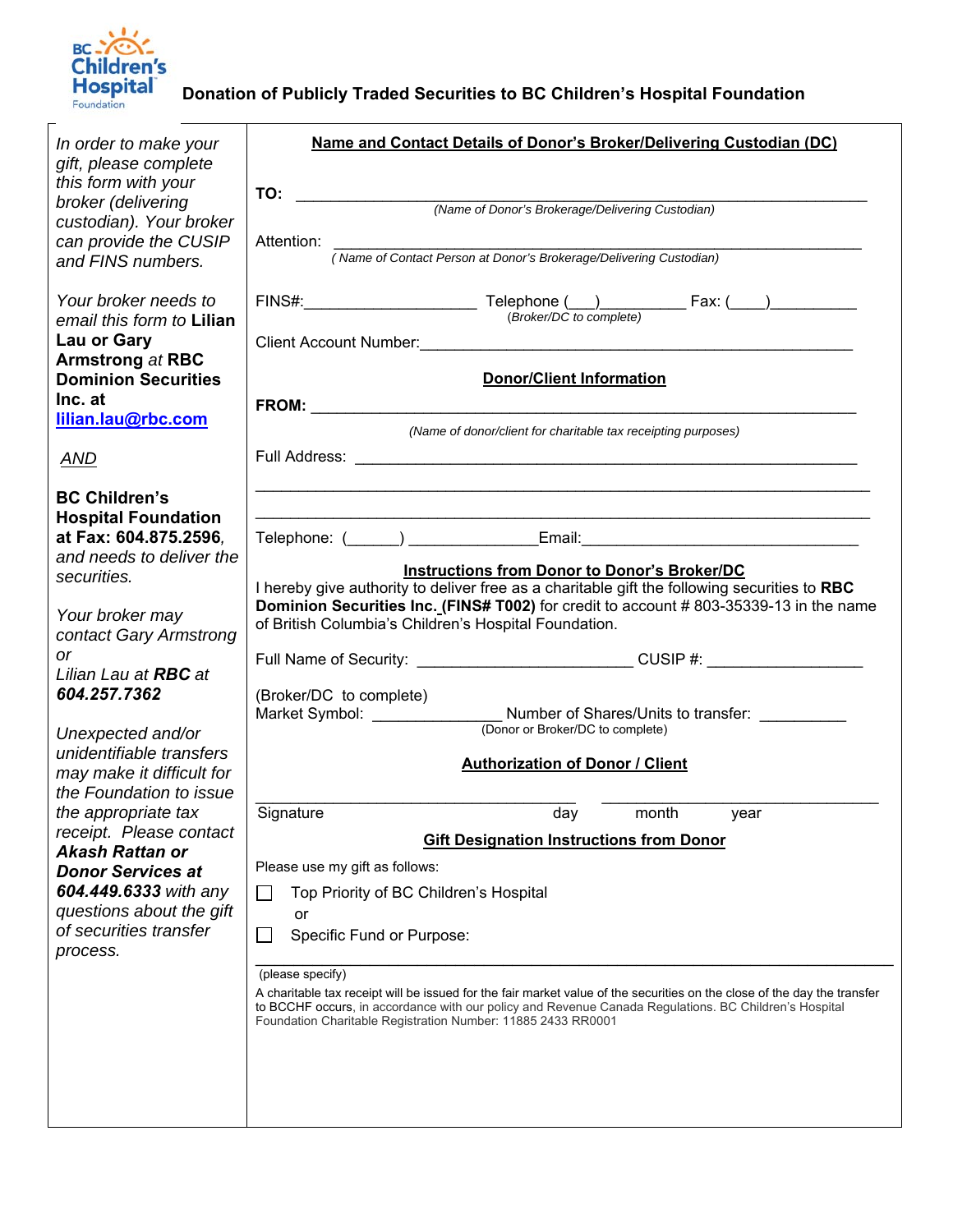# Donation of Publicly Traded Securities to BC Children's Hospital Foundation

*In order to make your gift, please complete this form with your broker (delivering custodian). Your broker can provide the CUSIP and FINS numbers.*

*Your broker needs to email this form to* **Lilian Lau or Gary Armstrong** *at* **RBC Dominion Securities Inc. at lilian.lau@rbc.com**

*AND*

**BC Children's Hospital Foundation at Fax: 604.875.2596**, *and needs to deliver the securities.*

*Your broker may contact Gary Armstrong or Lilian Lau at* ***RBC*** *at* ***604.257.7362***

*Unexpected and/or unidentifiable transfers may make it difficult for the Foundation to issue the appropriate tax receipt. Please contact* ***Akash Rattan or Donor Services at 604.449.6333*** *with any questions about the gift of securities transfer process.*

## Name and Contact Details of Donor's Broker/Delivering Custodian (DC)

**TO:** ______________________________________________________________

(Name of Donor's Brokerage/Delivering Custodian)

Attention: ______________________________________________________________

( Name of Contact Person at Donor's Brokerage/Delivering Custodian)

FINS#:____________________ Telephone (___)__________ Fax: (____)__________

(Broker/DC to complete)

Client Account Number:______________________________________________________

## Donor/Client Information

**FROM:** ______________________________________________________________

(Name of donor/client for charitable tax receipting purposes)

Full Address: ______________________________________________________________

______________________________________________________________

______________________________________________________________

Telephone: (______) ______________Email:________________________________

## Instructions from Donor to Donor's Broker/DC

I hereby give authority to deliver free as a charitable gift the following securities to **RBC Dominion Securities Inc. (FINS# T002)** for credit to account # 803-35339-13 in the name of British Columbia's Children's Hospital Foundation.

Full Name of Security: ________________________ CUSIP #: __________________

(Broker/DC to complete)

Market Symbol: _______________ Number of Shares/Units to transfer: __________

(Donor or Broker/DC to complete)

## Authorization of Donor / Client

____________________________________ ________________________________

Signature day month year

## Gift Designation Instructions from Donor

Please use my gift as follows:

☐ Top Priority of BC Children's Hospital

or

☐ Specific Fund or Purpose:

______________________________________________________________

(please specify)

A charitable tax receipt will be issued for the fair market value of the securities on the close of the day the transfer to BCCHF occurs, in accordance with our policy and Revenue Canada Regulations. BC Children's Hospital Foundation Charitable Registration Number: 11885 2433 RR0001